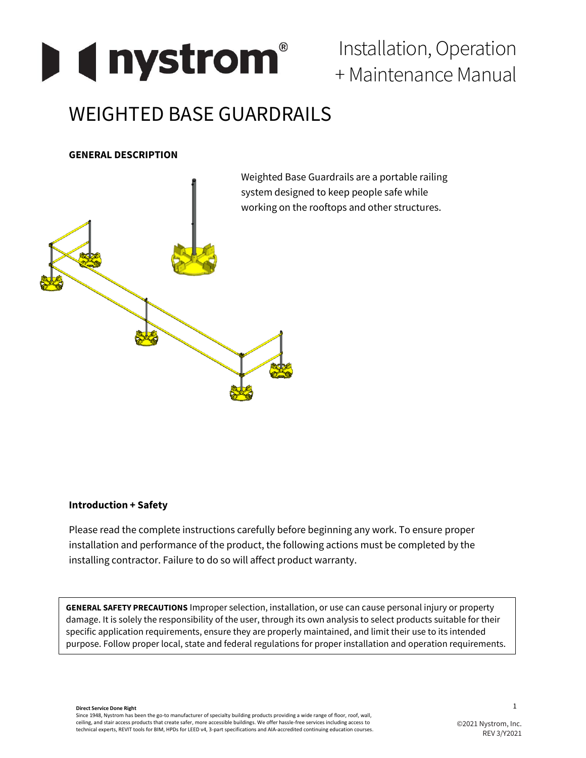# Installation, Operation + Maintenance Manual

# WEIGHTED BASE GUARDRAILS

**GENERAL DESCRIPTION**

Weighted Base Guardrails are a portable railing system designed to keep people safe while working on the rooftops and other structures.

**Introduction + Safety**

Please read the complete instructions carefully before beginning any work. To ensure proper installation and performance of the product, the following actions must be completed by the installing contractor. Failure to do so will affect product warranty.

**GENERAL SAFETY PRECAUTIONS** Improper selection, installation, or use can cause personal injury or property damage. It is solely the responsibility of the user, through its own analysis to select products suitable for their specific application requirements, ensure they are properly maintained, and limit their use to its intended purpose. Follow proper local, state and federal regulations for proper installation and operation requirements.

**Direct Service Done Right**
Since 1948, Nystrom has been the go-to manufacturer of specialty building products providing a wide range of floor, roof, wall, ceiling, and stair access products that create safer, more accessible buildings. We offer hassle-free services including access to technical experts, REVIT tools for BIM, HPDs for LEED v4, 3-part specifications and AIA-accredited continuing education courses.

©2021 Nystrom, Inc.
REV 3/Y2021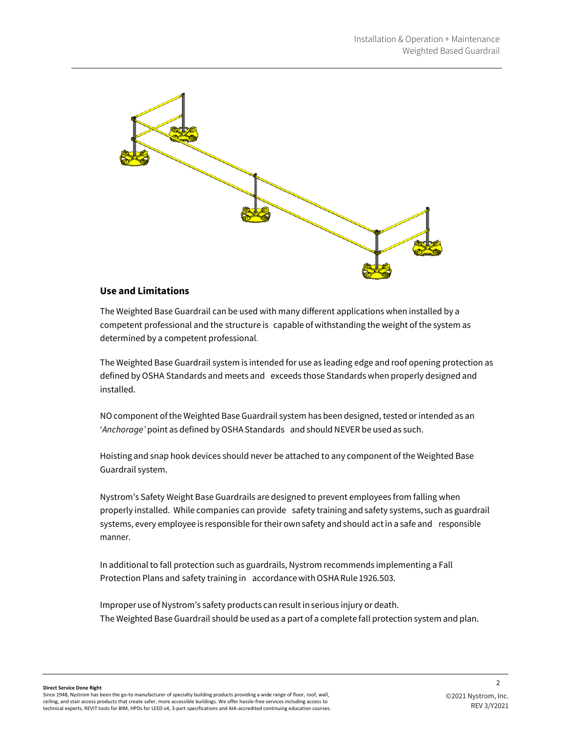## Use and Limitations

The Weighted Base Guardrail can be used with many different applications when installed by a competent professional and the structure is capable of withstanding the weight of the system as determined by a competent professional.

The Weighted Base Guardrail system is intended for use as leading edge and roof opening protection as defined by OSHA Standards and meets and exceeds those Standards when properly designed and installed.

NO component of the Weighted Base Guardrail system has been designed, tested or intended as an '*Anchorage'* point as defined by OSHA Standards and should NEVER be used as such.

Hoisting and snap hook devices should never be attached to any component of the Weighted Base Guardrail system.

Nystrom's Safety Weight Base Guardrails are designed to prevent employees from falling when properly installed. While companies can provide safety training and safety systems, such as guardrail systems, every employee is responsible for their own safety and should act in a safe and responsible manner.

In additional to fall protection such as guardrails, Nystrom recommends implementing a Fall Protection Plans and safety training in accordance with OSHA Rule 1926.503.

Improper use of Nystrom's safety products can result in serious injury or death.
The Weighted Base Guardrail should be used as a part of a complete fall protection system and plan.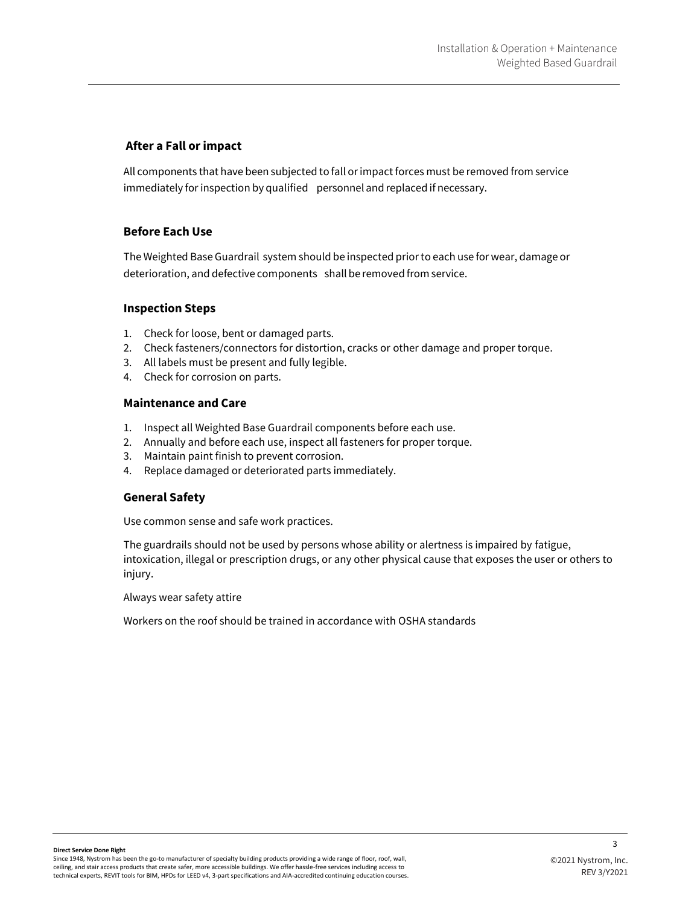## After a Fall or impact

All components that have been subjected to fall or impact forces must be removed from service immediately for inspection by qualified personnel and replaced if necessary.

## Before Each Use

The Weighted Base Guardrail system should be inspected prior to each use for wear, damage or deterioration, and defective components shall be removed from service.

## Inspection Steps

1. Check for loose, bent or damaged parts.
2. Check fasteners/connectors for distortion, cracks or other damage and proper torque.
3. All labels must be present and fully legible.
4. Check for corrosion on parts.

## Maintenance and Care

1. Inspect all Weighted Base Guardrail components before each use.
2. Annually and before each use, inspect all fasteners for proper torque.
3. Maintain paint finish to prevent corrosion.
4. Replace damaged or deteriorated parts immediately.

## General Safety

Use common sense and safe work practices.

The guardrails should not be used by persons whose ability or alertness is impaired by fatigue, intoxication, illegal or prescription drugs, or any other physical cause that exposes the user or others to injury.

Always wear safety attire

Workers on the roof should be trained in accordance with OSHA standards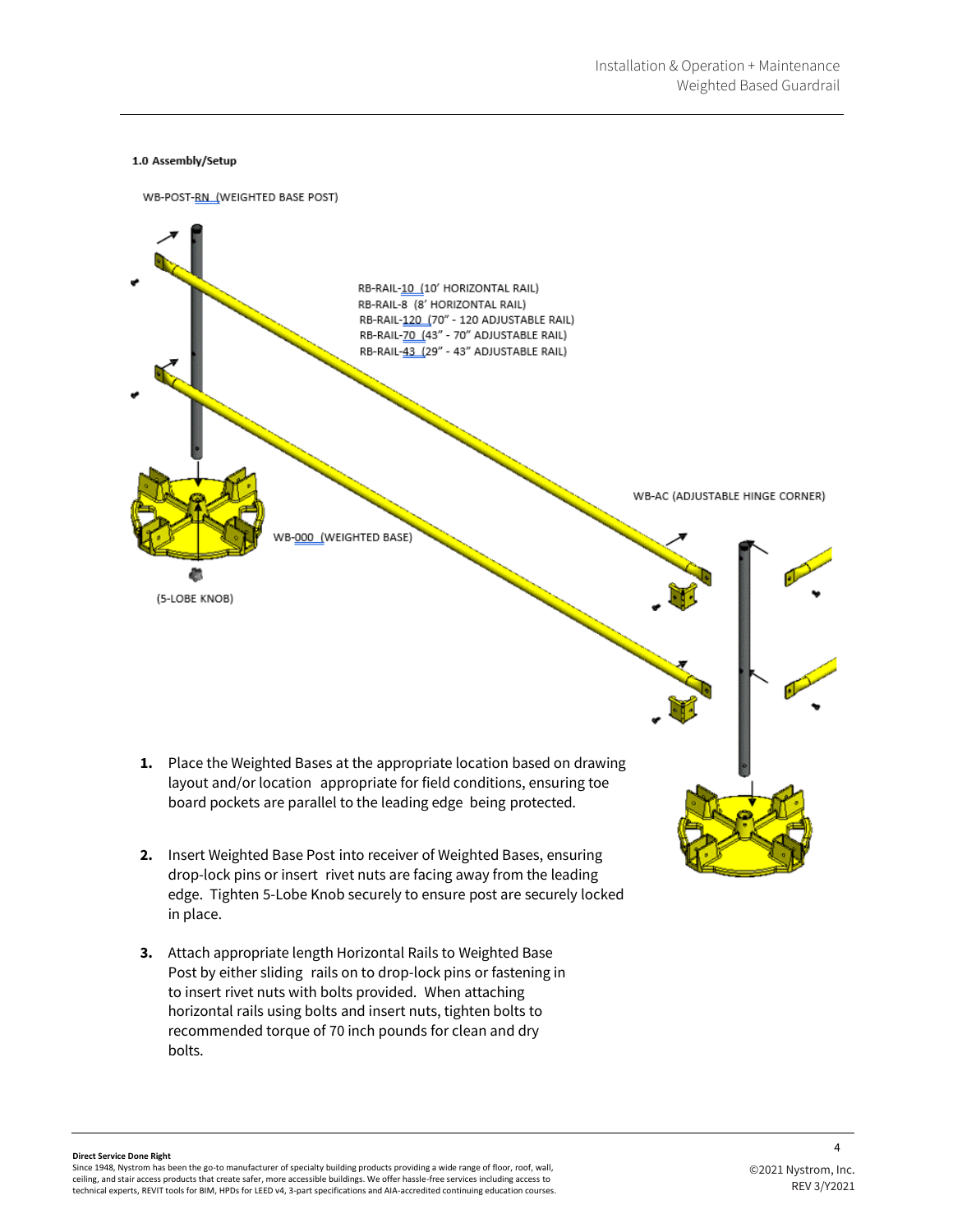### 1.0 Assembly/Setup

WB-POST-RN (WEIGHTED BASE POST)

RB-RAIL-10 (10' HORIZONTAL RAIL)
RB-RAIL-8 (8' HORIZONTAL RAIL)
RB-RAIL-120 (70" - 120 ADJUSTABLE RAIL)
RB-RAIL-70 (43" - 70" ADJUSTABLE RAIL)
RB-RAIL-43 (29" - 43" ADJUSTABLE RAIL)

WB-AC (ADJUSTABLE HINGE CORNER)

WB-000 (WEIGHTED BASE)

(5-LOBE KNOB)

1. Place the Weighted Bases at the appropriate location based on drawing layout and/or location appropriate for field conditions, ensuring toe board pockets are parallel to the leading edge being protected.

2. Insert Weighted Base Post into receiver of Weighted Bases, ensuring drop-lock pins or insert rivet nuts are facing away from the leading edge. Tighten 5-Lobe Knob securely to ensure post are securely locked in place.

3. Attach appropriate length Horizontal Rails to Weighted Base Post by either sliding rails on to drop-lock pins or fastening in to insert rivet nuts with bolts provided. When attaching horizontal rails using bolts and insert nuts, tighten bolts to recommended torque of 70 inch pounds for clean and dry bolts.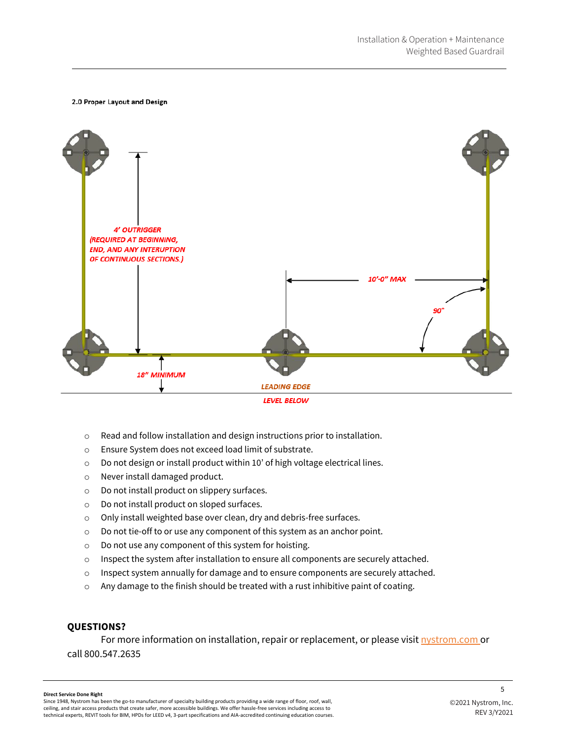### 2.0 Proper Layout and Design

4' OUTRIGGER (REQUIRED AT BEGINNING, END, AND ANY INTERUPTION OF CONTINUOUS SECTIONS.)

10'-0" MAX

90°

18" MINIMUM

LEADING EDGE

LEVEL BELOW

- Read and follow installation and design instructions prior to installation.
- Ensure System does not exceed load limit of substrate.
- Do not design or install product within 10' of high voltage electrical lines.
- Never install damaged product.
- Do not install product on slippery surfaces.
- Do not install product on sloped surfaces.
- Only install weighted base over clean, dry and debris-free surfaces.
- Do not tie-off to or use any component of this system as an anchor point.
- Do not use any component of this system for hoisting.
- Inspect the system after installation to ensure all components are securely attached.
- Inspect system annually for damage and to ensure components are securely attached.
- Any damage to the finish should be treated with a rust inhibitive paint of coating.

### QUESTIONS?

For more information on installation, repair or replacement, or please visit [nystrom.com](nystrom.com) or call 800.547.2635